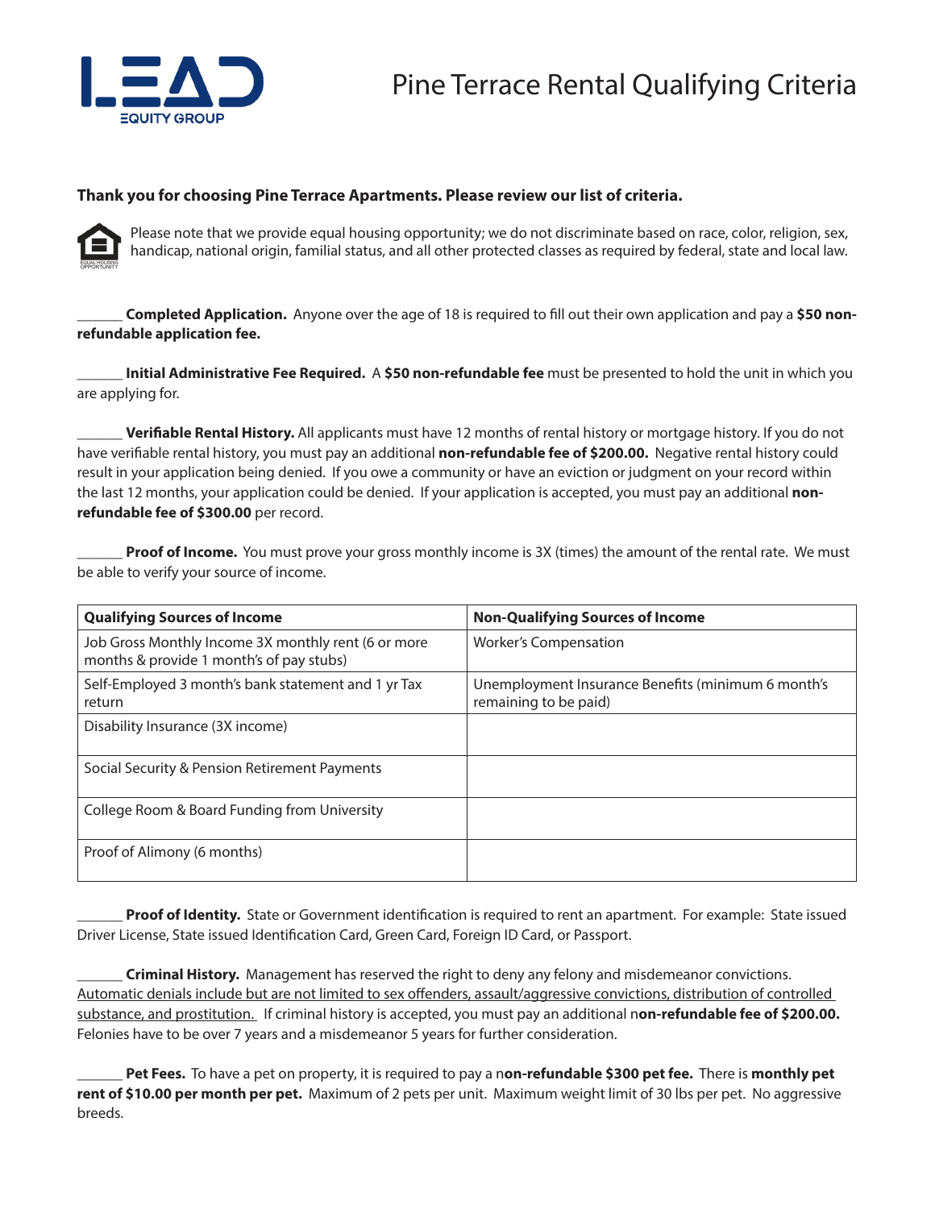LEAD EQUITY GROUP

# Pine Terrace Rental Qualifying Criteria

**Thank you for choosing Pine Terrace Apartments. Please review our list of criteria.**

Please note that we provide equal housing opportunity; we do not discriminate based on race, color, religion, sex, handicap, national origin, familial status, and all other protected classes as required by federal, state and local law.

______ **Completed Application.** Anyone over the age of 18 is required to fill out their own application and pay a **$50 non-refundable application fee.**

______ **Initial Administrative Fee Required.** A **$50 non-refundable fee** must be presented to hold the unit in which you are applying for.

______ **Verifiable Rental History.** All applicants must have 12 months of rental history or mortgage history. If you do not have verifiable rental history, you must pay an additional **non-refundable fee of $200.00.** Negative rental history could result in your application being denied. If you owe a community or have an eviction or judgment on your record within the last 12 months, your application could be denied. If your application is accepted, you must pay an additional **non-refundable fee of $300.00** per record.

______ **Proof of Income.** You must prove your gross monthly income is 3X (times) the amount of the rental rate. We must be able to verify your source of income.

| Qualifying Sources of Income | Non-Qualifying Sources of Income |
|---|---|
| Job Gross Monthly Income 3X monthly rent (6 or more months & provide 1 month's of pay stubs) | Worker's Compensation |
| Self-Employed 3 month's bank statement and 1 yr Tax return | Unemployment Insurance Benefits (minimum 6 month's remaining to be paid) |
| Disability Insurance (3X income) | |
| Social Security & Pension Retirement Payments | |
| College Room & Board Funding from University | |
| Proof of Alimony (6 months) | |

______ **Proof of Identity.** State or Government identification is required to rent an apartment. For example: State issued Driver License, State issued Identification Card, Green Card, Foreign ID Card, or Passport.

______ **Criminal History.** Management has reserved the right to deny any felony and misdemeanor convictions. Automatic denials include but are not limited to sex offenders, assault/aggressive convictions, distribution of controlled substance, and prostitution. If criminal history is accepted, you must pay an additional **non-refundable fee of $200.00.** Felonies have to be over 7 years and a misdemeanor 5 years for further consideration.

______ **Pet Fees.** To have a pet on property, it is required to pay a **non-refundable $300 pet fee.** There is **monthly pet rent of $10.00 per month per pet.** Maximum of 2 pets per unit. Maximum weight limit of 30 lbs per pet. No aggressive breeds.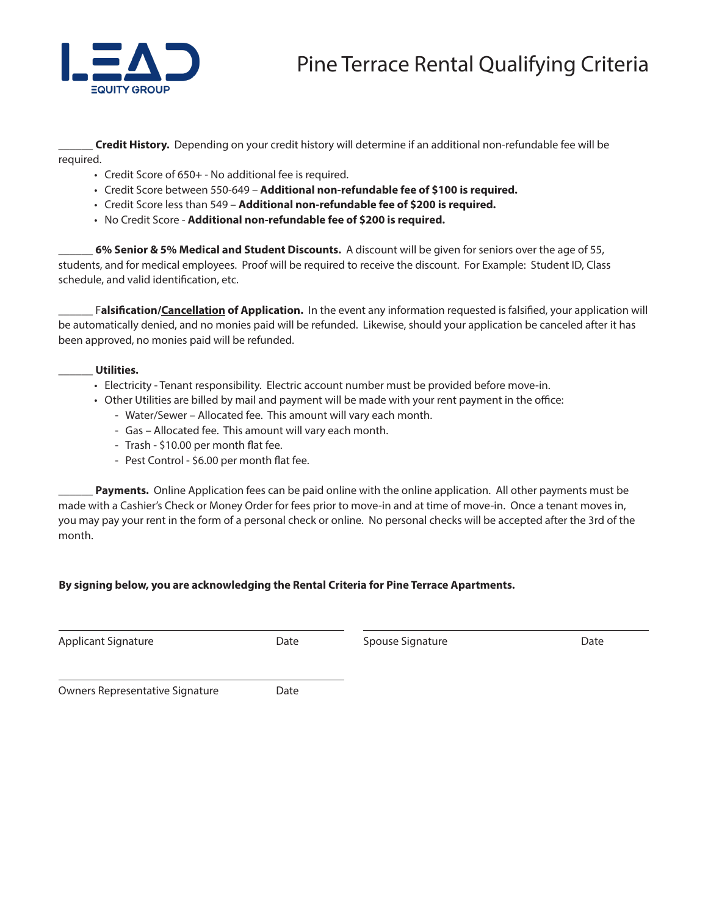LEAD EQUITY GROUP

# Pine Terrace Rental Qualifying Criteria

______ **Credit History.** Depending on your credit history will determine if an additional non-refundable fee will be required.

- Credit Score of 650+ - No additional fee is required.
- Credit Score between 550-649 – **Additional non-refundable fee of $100 is required.**
- Credit Score less than 549 – **Additional non-refundable fee of $200 is required.**
- No Credit Score - **Additional non-refundable fee of $200 is required.**

______ **6% Senior & 5% Medical and Student Discounts.** A discount will be given for seniors over the age of 55, students, and for medical employees. Proof will be required to receive the discount. For Example: Student ID, Class schedule, and valid identification, etc.

______ F**alsification/<u>Cancellation</u> of Application.** In the event any information requested is falsified, your application will be automatically denied, and no monies paid will be refunded. Likewise, should your application be canceled after it has been approved, no monies paid will be refunded.

______ **Utilities.**

- Electricity - Tenant responsibility. Electric account number must be provided before move-in.
- Other Utilities are billed by mail and payment will be made with your rent payment in the office:
  - Water/Sewer – Allocated fee. This amount will vary each month.
  - Gas – Allocated fee. This amount will vary each month.
  - Trash - $10.00 per month flat fee.
  - Pest Control - $6.00 per month flat fee.

______ **Payments.** Online Application fees can be paid online with the online application. All other payments must be made with a Cashier's Check or Money Order for fees prior to move-in and at time of move-in. Once a tenant moves in, you may pay your rent in the form of a personal check or online. No personal checks will be accepted after the 3rd of the month.

**By signing below, you are acknowledging the Rental Criteria for Pine Terrace Apartments.**

______________________________ ______________________________
Applicant Signature Date Spouse Signature Date

______________________________
Owners Representative Signature Date